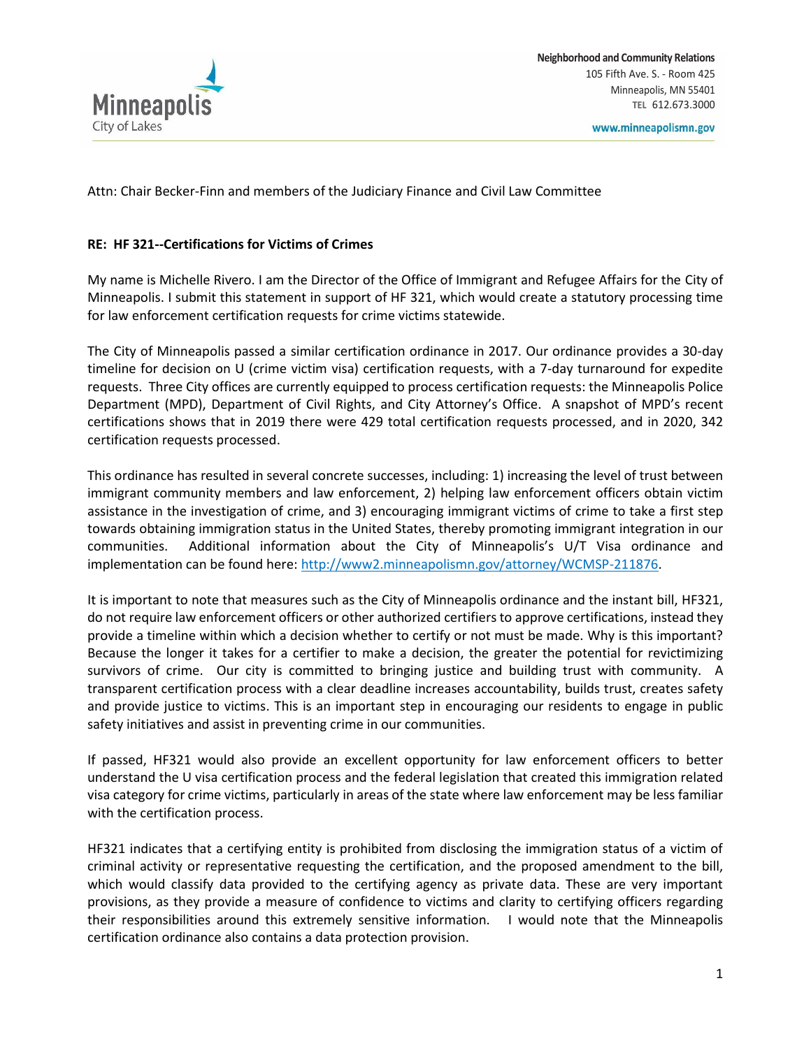Minneapolis
City of Lakes

**Neighborhood and Community Relations**
105 Fifth Ave. S. - Room 425
Minneapolis, MN 55401
TEL 612.673.3000

www.minneapolismn.gov

Attn: Chair Becker-Finn and members of the Judiciary Finance and Civil Law Committee

**RE: HF 321--Certifications for Victims of Crimes**

My name is Michelle Rivero. I am the Director of the Office of Immigrant and Refugee Affairs for the City of Minneapolis. I submit this statement in support of HF 321, which would create a statutory processing time for law enforcement certification requests for crime victims statewide.

The City of Minneapolis passed a similar certification ordinance in 2017. Our ordinance provides a 30-day timeline for decision on U (crime victim visa) certification requests, with a 7-day turnaround for expedite requests. Three City offices are currently equipped to process certification requests: the Minneapolis Police Department (MPD), Department of Civil Rights, and City Attorney's Office. A snapshot of MPD's recent certifications shows that in 2019 there were 429 total certification requests processed, and in 2020, 342 certification requests processed.

This ordinance has resulted in several concrete successes, including: 1) increasing the level of trust between immigrant community members and law enforcement, 2) helping law enforcement officers obtain victim assistance in the investigation of crime, and 3) encouraging immigrant victims of crime to take a first step towards obtaining immigration status in the United States, thereby promoting immigrant integration in our communities. Additional information about the City of Minneapolis's U/T Visa ordinance and implementation can be found here: http://www2.minneapolismn.gov/attorney/WCMSP-211876.

It is important to note that measures such as the City of Minneapolis ordinance and the instant bill, HF321, do not require law enforcement officers or other authorized certifiers to approve certifications, instead they provide a timeline within which a decision whether to certify or not must be made. Why is this important? Because the longer it takes for a certifier to make a decision, the greater the potential for revictimizing survivors of crime. Our city is committed to bringing justice and building trust with community. A transparent certification process with a clear deadline increases accountability, builds trust, creates safety and provide justice to victims. This is an important step in encouraging our residents to engage in public safety initiatives and assist in preventing crime in our communities.

If passed, HF321 would also provide an excellent opportunity for law enforcement officers to better understand the U visa certification process and the federal legislation that created this immigration related visa category for crime victims, particularly in areas of the state where law enforcement may be less familiar with the certification process.

HF321 indicates that a certifying entity is prohibited from disclosing the immigration status of a victim of criminal activity or representative requesting the certification, and the proposed amendment to the bill, which would classify data provided to the certifying agency as private data. These are very important provisions, as they provide a measure of confidence to victims and clarity to certifying officers regarding their responsibilities around this extremely sensitive information. I would note that the Minneapolis certification ordinance also contains a data protection provision.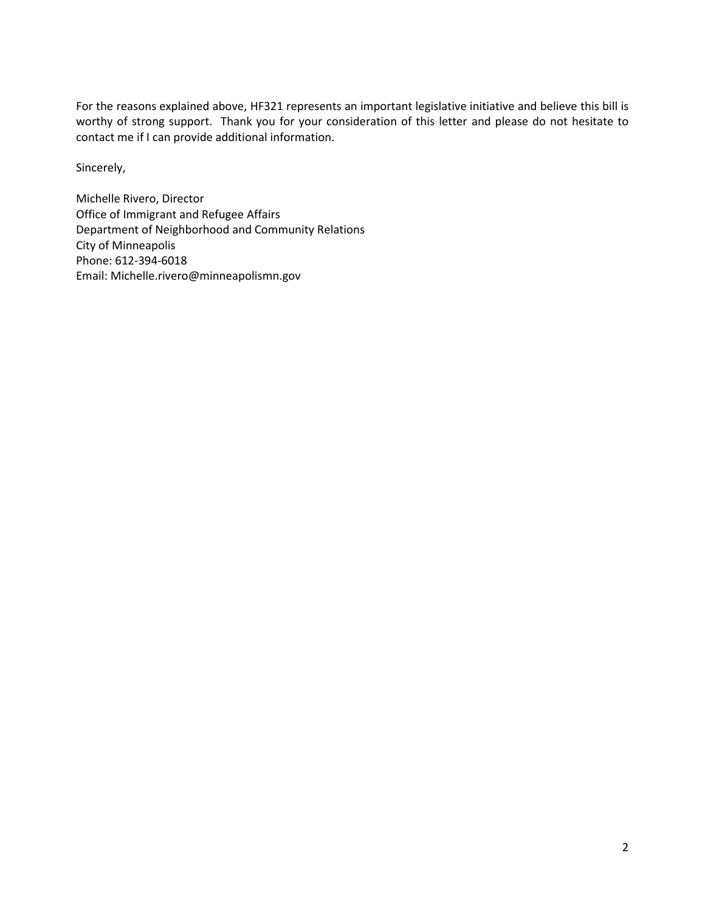For the reasons explained above, HF321 represents an important legislative initiative and believe this bill is worthy of strong support.  Thank you for your consideration of this letter and please do not hesitate to contact me if I can provide additional information.

Sincerely,

Michelle Rivero, Director  
Office of Immigrant and Refugee Affairs  
Department of Neighborhood and Community Relations  
City of Minneapolis  
Phone: 612-394-6018  
Email: Michelle.rivero@minneapolismn.gov